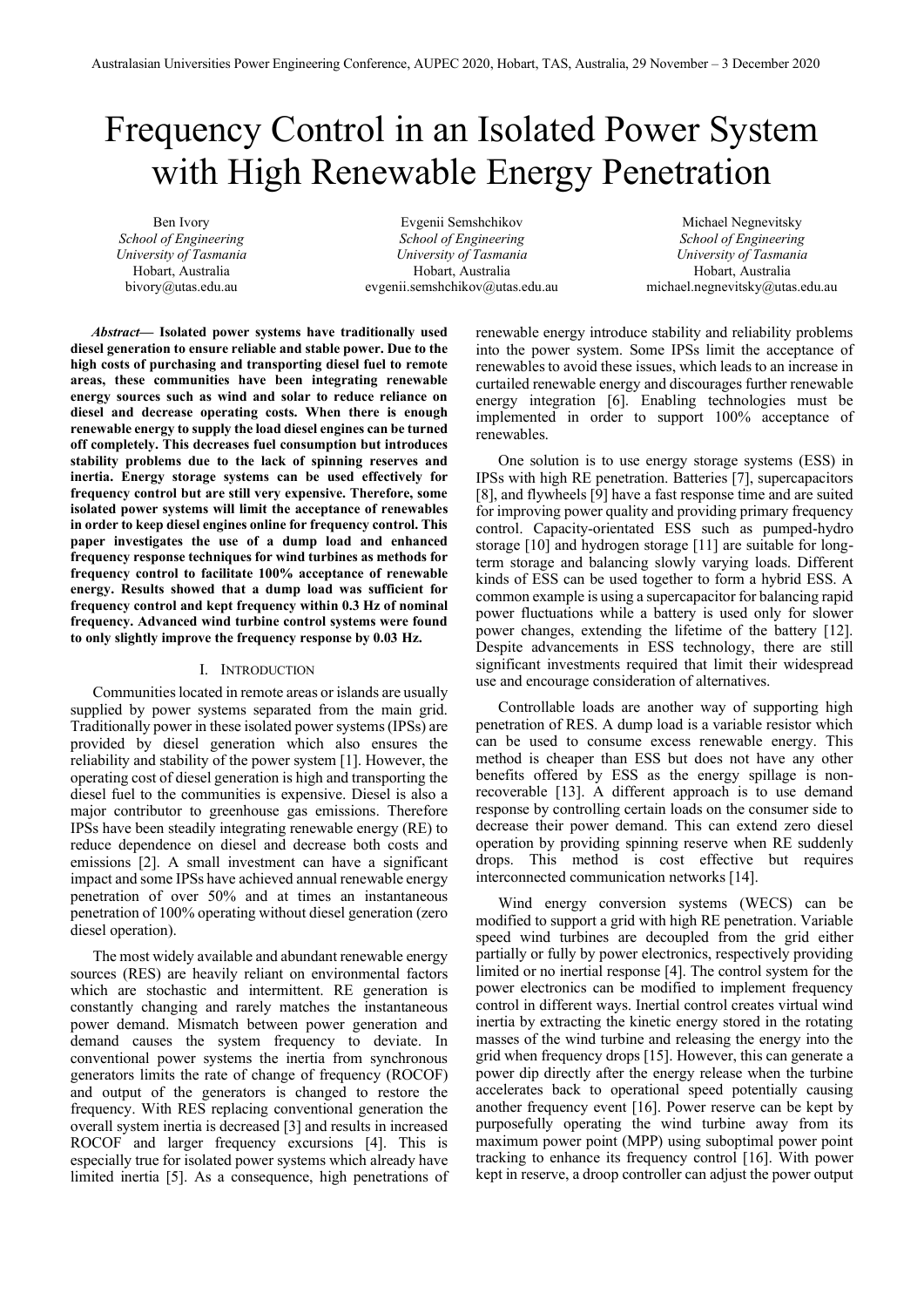# Frequency Control in an Isolated Power System with High Renewable Energy Penetration

Ben Ivory
*School of Engineering*
*University of Tasmania*
Hobart, Australia
bivory@utas.edu.au

Evgenii Semshchikov
*School of Engineering*
*University of Tasmania*
Hobart, Australia
evgenii.semshchikov@utas.edu.au

Michael Negnevitsky
*School of Engineering*
*University of Tasmania*
Hobart, Australia
michael.negnevitsky@utas.edu.au

***Abstract*— Isolated power systems have traditionally used diesel generation to ensure reliable and stable power. Due to the high costs of purchasing and transporting diesel fuel to remote areas, these communities have been integrating renewable energy sources such as wind and solar to reduce reliance on diesel and decrease operating costs. When there is enough renewable energy to supply the load diesel engines can be turned off completely. This decreases fuel consumption but introduces stability problems due to the lack of spinning reserves and inertia. Energy storage systems can be used effectively for frequency control but are still very expensive. Therefore, some isolated power systems will limit the acceptance of renewables in order to keep diesel engines online for frequency control. This paper investigates the use of a dump load and enhanced frequency response techniques for wind turbines as methods for frequency control to facilitate 100% acceptance of renewable energy. Results showed that a dump load was sufficient for frequency control and kept frequency within 0.3 Hz of nominal frequency. Advanced wind turbine control systems were found to only slightly improve the frequency response by 0.03 Hz.**

## I. Introduction

Communities located in remote areas or islands are usually supplied by power systems separated from the main grid. Traditionally power in these isolated power systems (IPSs) are provided by diesel generation which also ensures the reliability and stability of the power system [1]. However, the operating cost of diesel generation is high and transporting the diesel fuel to the communities is expensive. Diesel is also a major contributor to greenhouse gas emissions. Therefore IPSs have been steadily integrating renewable energy (RE) to reduce dependence on diesel and decrease both costs and emissions [2]. A small investment can have a significant impact and some IPSs have achieved annual renewable energy penetration of over 50% and at times an instantaneous penetration of 100% operating without diesel generation (zero diesel operation).

The most widely available and abundant renewable energy sources (RES) are heavily reliant on environmental factors which are stochastic and intermittent. RE generation is constantly changing and rarely matches the instantaneous power demand. Mismatch between power generation and demand causes the system frequency to deviate. In conventional power systems the inertia from synchronous generators limits the rate of change of frequency (ROCOF) and output of the generators is changed to restore the frequency. With RES replacing conventional generation the overall system inertia is decreased [3] and results in increased ROCOF and larger frequency excursions [4]. This is especially true for isolated power systems which already have limited inertia [5]. As a consequence, high penetrations of renewable energy introduce stability and reliability problems into the power system. Some IPSs limit the acceptance of renewables to avoid these issues, which leads to an increase in curtailed renewable energy and discourages further renewable energy integration [6]. Enabling technologies must be implemented in order to support 100% acceptance of renewables.

One solution is to use energy storage systems (ESS) in IPSs with high RE penetration. Batteries [7], supercapacitors [8], and flywheels [9] have a fast response time and are suited for improving power quality and providing primary frequency control. Capacity-orientated ESS such as pumped-hydro storage [10] and hydrogen storage [11] are suitable for long-term storage and balancing slowly varying loads. Different kinds of ESS can be used together to form a hybrid ESS. A common example is using a supercapacitor for balancing rapid power fluctuations while a battery is used only for slower power changes, extending the lifetime of the battery [12]. Despite advancements in ESS technology, there are still significant investments required that limit their widespread use and encourage consideration of alternatives.

Controllable loads are another way of supporting high penetration of RES. A dump load is a variable resistor which can be used to consume excess renewable energy. This method is cheaper than ESS but does not have any other benefits offered by ESS as the energy spillage is non-recoverable [13]. A different approach is to use demand response by controlling certain loads on the consumer side to decrease their power demand. This can extend zero diesel operation by providing spinning reserve when RE suddenly drops. This method is cost effective but requires interconnected communication networks [14].

Wind energy conversion systems (WECS) can be modified to support a grid with high RE penetration. Variable speed wind turbines are decoupled from the grid either partially or fully by power electronics, respectively providing limited or no inertial response [4]. The control system for the power electronics can be modified to implement frequency control in different ways. Inertial control creates virtual wind inertia by extracting the kinetic energy stored in the rotating masses of the wind turbine and releasing the energy into the grid when frequency drops [15]. However, this can generate a power dip directly after the energy release when the turbine accelerates back to operational speed potentially causing another frequency event [16]. Power reserve can be kept by purposefully operating the wind turbine away from its maximum power point (MPP) using suboptimal power point tracking to enhance its frequency control [16]. With power kept in reserve, a droop controller can adjust the power output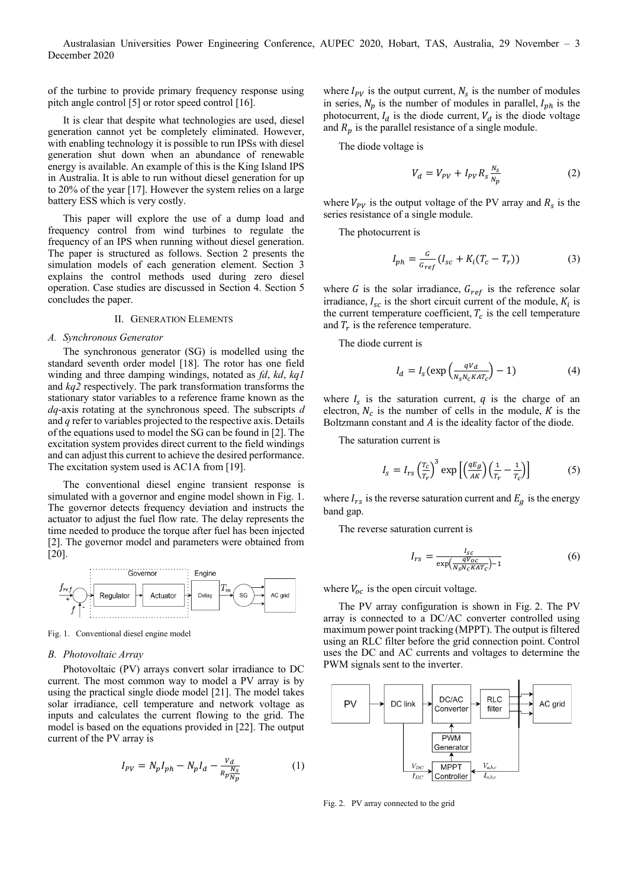of the turbine to provide primary frequency response using pitch angle control [5] or rotor speed control [16].

It is clear that despite what technologies are used, diesel generation cannot yet be completely eliminated. However, with enabling technology it is possible to run IPSs with diesel generation shut down when an abundance of renewable energy is available. An example of this is the King Island IPS in Australia. It is able to run without diesel generation for up to 20% of the year [17]. However the system relies on a large battery ESS which is very costly.

This paper will explore the use of a dump load and frequency control from wind turbines to regulate the frequency of an IPS when running without diesel generation. The paper is structured as follows. Section 2 presents the simulation models of each generation element. Section 3 explains the control methods used during zero diesel operation. Case studies are discussed in Section 4. Section 5 concludes the paper.

## II. Generation Elements

### A. Synchronous Generator

The synchronous generator (SG) is modelled using the standard seventh order model [18]. The rotor has one field winding and three damping windings, notated as *fd*, *kd*, *kq1* and *kq2* respectively. The park transformation transforms the stationary stator variables to a reference frame known as the *dq*-axis rotating at the synchronous speed. The subscripts *d* and *q* refer to variables projected to the respective axis. Details of the equations used to model the SG can be found in [2]. The excitation system provides direct current to the field windings and can adjust this current to achieve the desired performance. The excitation system used is AC1A from [19].

The conventional diesel engine transient response is simulated with a governor and engine model shown in Fig. 1. The governor detects frequency deviation and instructs the actuator to adjust the fuel flow rate. The delay represents the time needed to produce the torque after fuel has been injected [2]. The governor model and parameters were obtained from [20].

Fig. 1. Conventional diesel engine model

### B. Photovoltaic Array

Photovoltaic (PV) arrays convert solar irradiance to DC current. The most common way to model a PV array is by using the practical single diode model [21]. The model takes solar irradiance, cell temperature and network voltage as inputs and calculates the current flowing to the grid. The model is based on the equations provided in [22]. The output current of the PV array is

$$I_{PV} = N_p I_{ph} - N_p I_d - \frac{V_d}{R_p \frac{N_s}{N_p}} \tag{1}$$

where $I_{PV}$ is the output current, $N_s$ is the number of modules in series, $N_p$ is the number of modules in parallel, $I_{ph}$ is the photocurrent, $I_d$ is the diode current, $V_d$ is the diode voltage and $R_p$ is the parallel resistance of a single module.

The diode voltage is

$$V_d = V_{PV} + I_{PV} R_s \frac{N_s}{N_p} \tag{2}$$

where $V_{PV}$ is the output voltage of the PV array and $R_s$ is the series resistance of a single module.

The photocurrent is

$$I_{ph} = \frac{G}{G_{ref}} (I_{sc} + K_i (T_c - T_r)) \tag{3}$$

where $G$ is the solar irradiance, $G_{ref}$ is the reference solar irradiance, $I_{sc}$ is the short circuit current of the module, $K_i$ is the current temperature coefficient, $T_c$ is the cell temperature and $T_r$ is the reference temperature.

The diode current is

$$I_d = I_s \left(\exp\left(\frac{qV_d}{N_s N_c KAT_c}\right) - 1\right) \tag{4}$$

where $I_s$ is the saturation current, $q$ is the charge of an electron, $N_c$ is the number of cells in the module, $K$ is the Boltzmann constant and $A$ is the ideality factor of the diode.

The saturation current is

$$I_s = I_{rs} \left(\frac{T_c}{T_r}\right)^3 \exp\left[\left(\frac{qE_g}{AK}\right)\left(\frac{1}{T_r} - \frac{1}{T_c}\right)\right] \tag{5}$$

where $I_{rs}$ is the reverse saturation current and $E_g$ is the energy band gap.

The reverse saturation current is

$$I_{rs} = \frac{I_{sc}}{\exp\left(\frac{qV_{oc}}{N_s N_c KAT_c}\right) - 1} \tag{6}$$

where $V_{oc}$ is the open circuit voltage.

The PV array configuration is shown in Fig. 2. The PV array is connected to a DC/AC converter controlled using maximum power point tracking (MPPT). The output is filtered using an RLC filter before the grid connection point. Control uses the DC and AC currents and voltages to determine the PWM signals sent to the inverter.

Fig. 2. PV array connected to the grid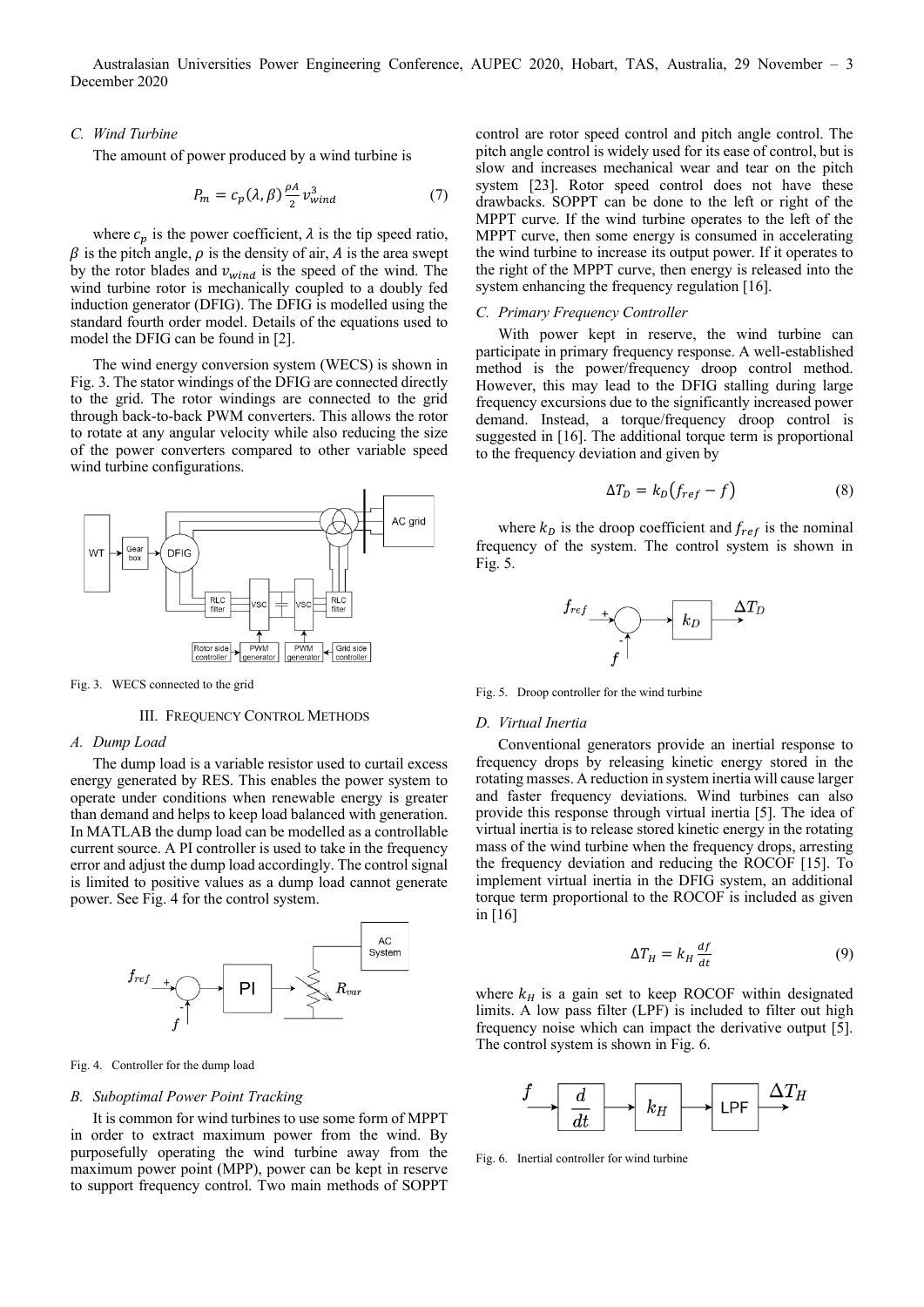### C. Wind Turbine

The amount of power produced by a wind turbine is

$$P_m = c_p(\lambda, \beta)\frac{\rho A}{2}v_{wind}^3 \tag{7}$$

where $c_p$ is the power coefficient, $\lambda$ is the tip speed ratio, $\beta$ is the pitch angle, $\rho$ is the density of air, $A$ is the area swept by the rotor blades and $v_{wind}$ is the speed of the wind. The wind turbine rotor is mechanically coupled to a doubly fed induction generator (DFIG). The DFIG is modelled using the standard fourth order model. Details of the equations used to model the DFIG can be found in [2].

The wind energy conversion system (WECS) is shown in Fig. 3. The stator windings of the DFIG are connected directly to the grid. The rotor windings are connected to the grid through back-to-back PWM converters. This allows the rotor to rotate at any angular velocity while also reducing the size of the power converters compared to other variable speed wind turbine configurations.

Fig. 3. WECS connected to the grid

## III. Frequency Control Methods

### A. Dump Load

The dump load is a variable resistor used to curtail excess energy generated by RES. This enables the power system to operate under conditions when renewable energy is greater than demand and helps to keep load balanced with generation. In MATLAB the dump load can be modelled as a controllable current source. A PI controller is used to take in the frequency error and adjust the dump load accordingly. The control signal is limited to positive values as a dump load cannot generate power. See Fig. 4 for the control system.

Fig. 4. Controller for the dump load

### B. Suboptimal Power Point Tracking

It is common for wind turbines to use some form of MPPT in order to extract maximum power from the wind. By purposefully operating the wind turbine away from the maximum power point (MPP), power can be kept in reserve to support frequency control. Two main methods of SOPPT control are rotor speed control and pitch angle control. The pitch angle control is widely used for its ease of control, but is slow and increases mechanical wear and tear on the pitch system [23]. Rotor speed control does not have these drawbacks. SOPPT can be done to the left or right of the MPPT curve. If the wind turbine operates to the left of the MPPT curve, then some energy is consumed in accelerating the wind turbine to increase its output power. If it operates to the right of the MPPT curve, then energy is released into the system enhancing the frequency regulation [16].

### C. Primary Frequency Controller

With power kept in reserve, the wind turbine can participate in primary frequency response. A well-established method is the power/frequency droop control method. However, this may lead to the DFIG stalling during large frequency excursions due to the significantly increased power demand. Instead, a torque/frequency droop control is suggested in [16]. The additional torque term is proportional to the frequency deviation and given by

$$\Delta T_D = k_D(f_{ref} - f) \tag{8}$$

where $k_D$ is the droop coefficient and $f_{ref}$ is the nominal frequency of the system. The control system is shown in Fig. 5.

Fig. 5. Droop controller for the wind turbine

### D. Virtual Inertia

Conventional generators provide an inertial response to frequency drops by releasing kinetic energy stored in the rotating masses. A reduction in system inertia will cause larger and faster frequency deviations. Wind turbines can also provide this response through virtual inertia [5]. The idea of virtual inertia is to release stored kinetic energy in the rotating mass of the wind turbine when the frequency drops, arresting the frequency deviation and reducing the ROCOF [15]. To implement virtual inertia in the DFIG system, an additional torque term proportional to the ROCOF is included as given in [16]

$$\Delta T_H = k_H \frac{df}{dt} \tag{9}$$

where $k_H$ is a gain set to keep ROCOF within designated limits. A low pass filter (LPF) is included to filter out high frequency noise which can impact the derivative output [5]. The control system is shown in Fig. 6.

Fig. 6. Inertial controller for wind turbine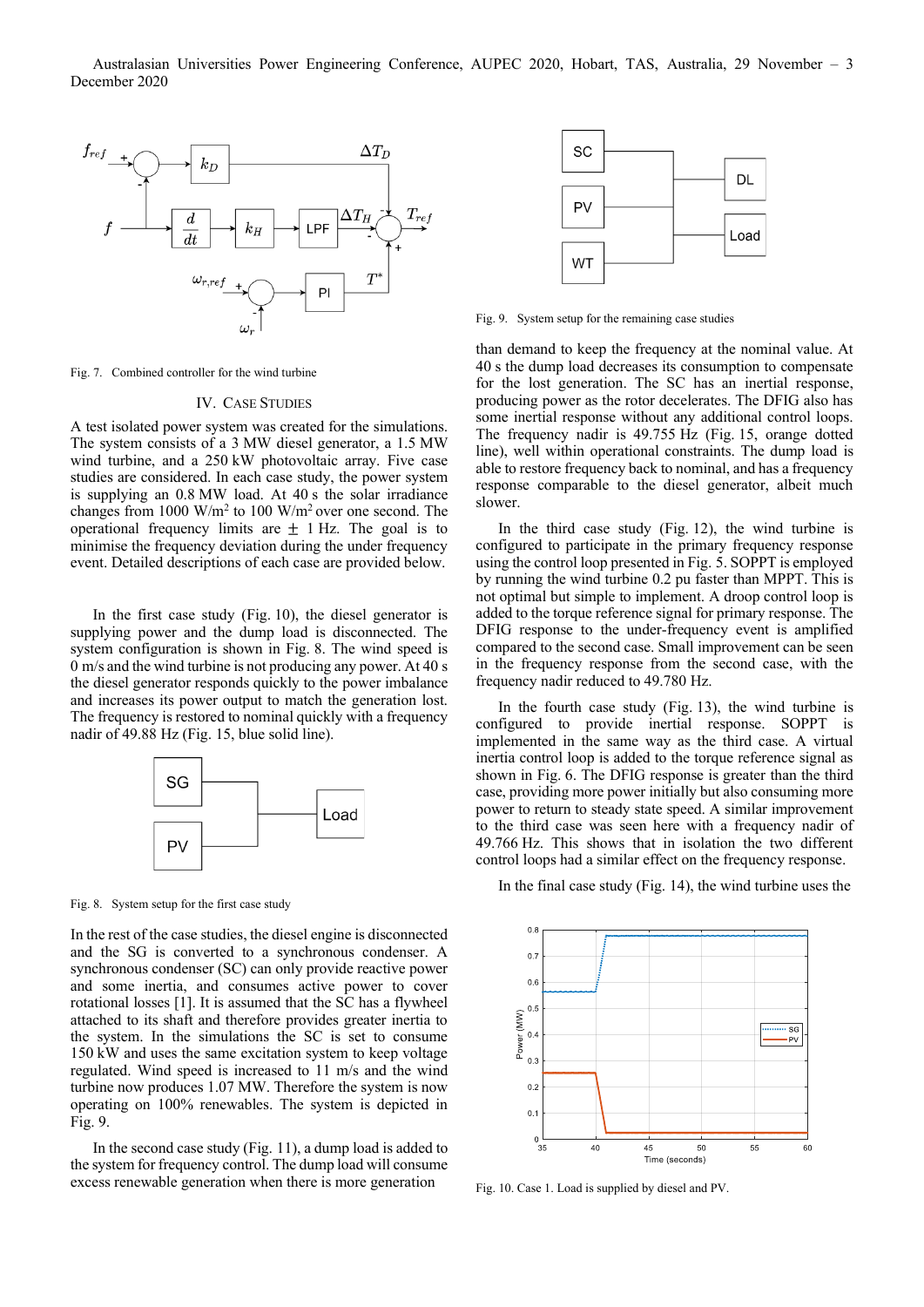Fig. 7. Combined controller for the wind turbine

## IV. Case Studies

A test isolated power system was created for the simulations. The system consists of a 3 MW diesel generator, a 1.5 MW wind turbine, and a 250 kW photovoltaic array. Five case studies are considered. In each case study, the power system is supplying an 0.8 MW load. At 40 s the solar irradiance changes from 1000 W/m$^2$ to 100 W/m$^2$ over one second. The operational frequency limits are $\pm$ 1 Hz. The goal is to minimise the frequency deviation during the under frequency event. Detailed descriptions of each case are provided below.

In the first case study (Fig. 10), the diesel generator is supplying power and the dump load is disconnected. The system configuration is shown in Fig. 8. The wind speed is 0 m/s and the wind turbine is not producing any power. At 40 s the diesel generator responds quickly to the power imbalance and increases its power output to match the generation lost. The frequency is restored to nominal quickly with a frequency nadir of 49.88 Hz (Fig. 15, blue solid line).

Fig. 8. System setup for the first case study

In the rest of the case studies, the diesel engine is disconnected and the SG is converted to a synchronous condenser. A synchronous condenser (SC) can only provide reactive power and some inertia, and consumes active power to cover rotational losses [1]. It is assumed that the SC has a flywheel attached to its shaft and therefore provides greater inertia to the system. In the simulations the SC is set to consume 150 kW and uses the same excitation system to keep voltage regulated. Wind speed is increased to 11 m/s and the wind turbine now produces 1.07 MW. Therefore the system is now operating on 100% renewables. The system is depicted in Fig. 9.

In the second case study (Fig. 11), a dump load is added to the system for frequency control. The dump load will consume excess renewable generation when there is more generation than demand to keep the frequency at the nominal value. At 40 s the dump load decreases its consumption to compensate for the lost generation. The SC has an inertial response, producing power as the rotor decelerates. The DFIG also has some inertial response without any additional control loops. The frequency nadir is 49.755 Hz (Fig. 15, orange dotted line), well within operational constraints. The dump load is able to restore frequency back to nominal, and has a frequency response comparable to the diesel generator, albeit much slower.

Fig. 9. System setup for the remaining case studies

In the third case study (Fig. 12), the wind turbine is configured to participate in the primary frequency response using the control loop presented in Fig. 5. SOPPT is employed by running the wind turbine 0.2 pu faster than MPPT. This is not optimal but simple to implement. A droop control loop is added to the torque reference signal for primary response. The DFIG response to the under-frequency event is amplified compared to the second case. Small improvement can be seen in the frequency response from the second case, with the frequency nadir reduced to 49.780 Hz.

In the fourth case study (Fig. 13), the wind turbine is configured to provide inertial response. SOPPT is implemented in the same way as the third case. A virtual inertia control loop is added to the torque reference signal as shown in Fig. 6. The DFIG response is greater than the third case, providing more power initially but also consuming more power to return to steady state speed. A similar improvement to the third case was seen here with a frequency nadir of 49.766 Hz. This shows that in isolation the two different control loops had a similar effect on the frequency response.

In the final case study (Fig. 14), the wind turbine uses the

Fig. 10. Case 1. Load is supplied by diesel and PV.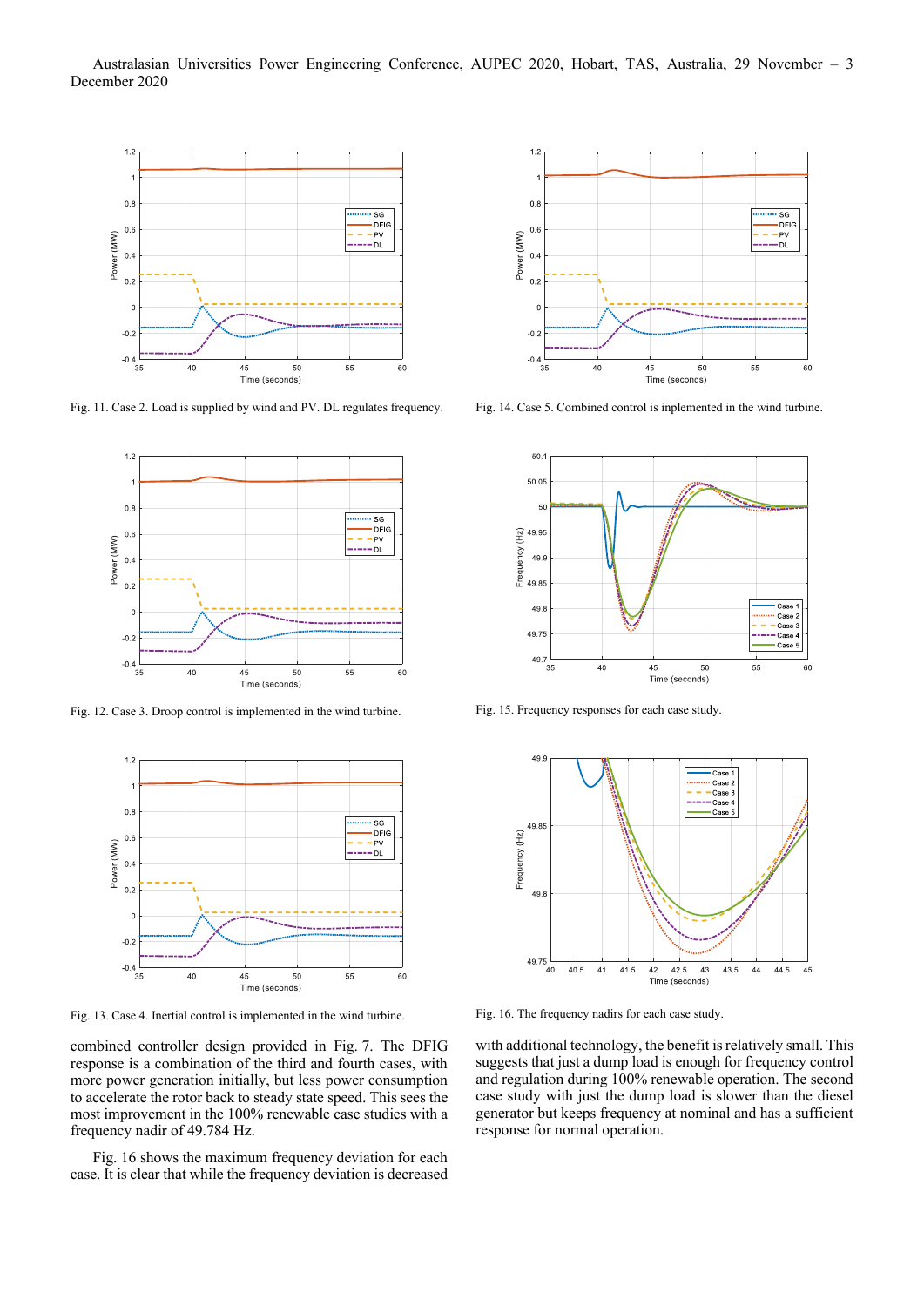Fig. 11. Case 2. Load is supplied by wind and PV. DL regulates frequency.

Fig. 12. Case 3. Droop control is implemented in the wind turbine.

Fig. 13. Case 4. Inertial control is implemented in the wind turbine.

Fig. 14. Case 5. Combined control is inplemented in the wind turbine.

Fig. 15. Frequency responses for each case study.

Fig. 16. The frequency nadirs for each case study.

combined controller design provided in Fig. 7. The DFIG response is a combination of the third and fourth cases, with more power generation initially, but less power consumption to accelerate the rotor back to steady state speed. This sees the most improvement in the 100% renewable case studies with a frequency nadir of 49.784 Hz.

Fig. 16 shows the maximum frequency deviation for each case. It is clear that while the frequency deviation is decreased with additional technology, the benefit is relatively small. This suggests that just a dump load is enough for frequency control and regulation during 100% renewable operation. The second case study with just the dump load is slower than the diesel generator but keeps frequency at nominal and has a sufficient response for normal operation.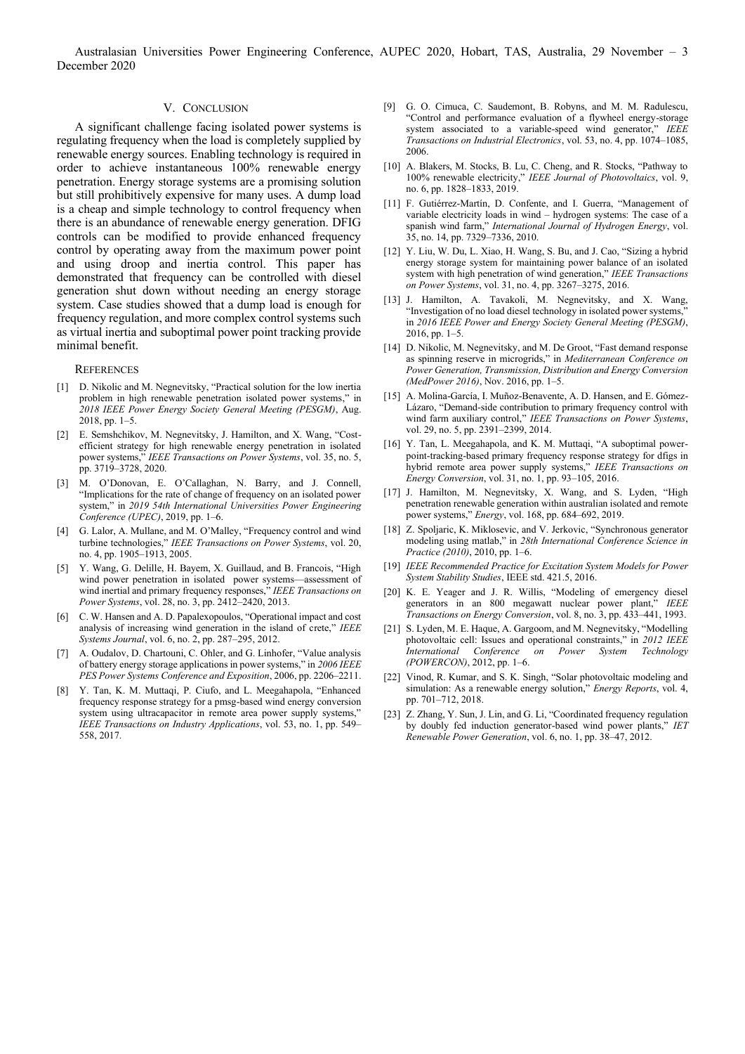## V. Conclusion

A significant challenge facing isolated power systems is regulating frequency when the load is completely supplied by renewable energy sources. Enabling technology is required in order to achieve instantaneous 100% renewable energy penetration. Energy storage systems are a promising solution but still prohibitively expensive for many uses. A dump load is a cheap and simple technology to control frequency when there is an abundance of renewable energy generation. DFIG controls can be modified to provide enhanced frequency control by operating away from the maximum power point and using droop and inertia control. This paper has demonstrated that frequency can be controlled with diesel generation shut down without needing an energy storage system. Case studies showed that a dump load is enough for frequency regulation, and more complex control systems such as virtual inertia and suboptimal power point tracking provide minimal benefit.

## References

[1] D. Nikolic and M. Negnevitsky, "Practical solution for the low inertia problem in high renewable penetration isolated power systems," in *2018 IEEE Power Energy Society General Meeting (PESGM)*, Aug. 2018, pp. 1–5.

[2] E. Semshchikov, M. Negnevitsky, J. Hamilton, and X. Wang, "Cost-efficient strategy for high renewable energy penetration in isolated power systems," *IEEE Transactions on Power Systems*, vol. 35, no. 5, pp. 3719–3728, 2020.

[3] M. O'Donovan, E. O'Callaghan, N. Barry, and J. Connell, "Implications for the rate of change of frequency on an isolated power system," in *2019 54th International Universities Power Engineering Conference (UPEC)*, 2019, pp. 1–6.

[4] G. Lalor, A. Mullane, and M. O'Malley, "Frequency control and wind turbine technologies," *IEEE Transactions on Power Systems*, vol. 20, no. 4, pp. 1905–1913, 2005.

[5] Y. Wang, G. Delille, H. Bayem, X. Guillaud, and B. Francois, "High wind power penetration in isolated power systems—assessment of wind inertial and primary frequency responses," *IEEE Transactions on Power Systems*, vol. 28, no. 3, pp. 2412–2420, 2013.

[6] C. W. Hansen and A. D. Papalexopoulos, "Operational impact and cost analysis of increasing wind generation in the island of crete," *IEEE Systems Journal*, vol. 6, no. 2, pp. 287–295, 2012.

[7] A. Oudalov, D. Chartouni, C. Ohler, and G. Linhofer, "Value analysis of battery energy storage applications in power systems," in *2006 IEEE PES Power Systems Conference and Exposition*, 2006, pp. 2206–2211.

[8] Y. Tan, K. M. Muttaqi, P. Ciufo, and L. Meegahapola, "Enhanced frequency response strategy for a pmsg-based wind energy conversion system using ultracapacitor in remote area power supply systems," *IEEE Transactions on Industry Applications*, vol. 53, no. 1, pp. 549–558, 2017.

[9] G. O. Cimuca, C. Saudemont, B. Robyns, and M. M. Radulescu, "Control and performance evaluation of a flywheel energy-storage system associated to a variable-speed wind generator," *IEEE Transactions on Industrial Electronics*, vol. 53, no. 4, pp. 1074–1085, 2006.

[10] A. Blakers, M. Stocks, B. Lu, C. Cheng, and R. Stocks, "Pathway to 100% renewable electricity," *IEEE Journal of Photovoltaics*, vol. 9, no. 6, pp. 1828–1833, 2019.

[11] F. Gutiérrez-Martín, D. Confente, and I. Guerra, "Management of variable electricity loads in wind – hydrogen systems: The case of a spanish wind farm," *International Journal of Hydrogen Energy*, vol. 35, no. 14, pp. 7329–7336, 2010.

[12] Y. Liu, W. Du, L. Xiao, H. Wang, S. Bu, and J. Cao, "Sizing a hybrid energy storage system for maintaining power balance of an isolated system with high penetration of wind generation," *IEEE Transactions on Power Systems*, vol. 31, no. 4, pp. 3267–3275, 2016.

[13] J. Hamilton, A. Tavakoli, M. Negnevitsky, and X. Wang, "Investigation of no load diesel technology in isolated power systems," in *2016 IEEE Power and Energy Society General Meeting (PESGM)*, 2016, pp. 1–5.

[14] D. Nikolic, M. Negnevitsky, and M. De Groot, "Fast demand response as spinning reserve in microgrids," in *Mediterranean Conference on Power Generation, Transmission, Distribution and Energy Conversion (MedPower 2016)*, Nov. 2016, pp. 1–5.

[15] A. Molina-García, I. Muñoz-Benavente, A. D. Hansen, and E. Gómez-Lázaro, "Demand-side contribution to primary frequency control with wind farm auxiliary control," *IEEE Transactions on Power Systems*, vol. 29, no. 5, pp. 2391–2399, 2014.

[16] Y. Tan, L. Meegahapola, and K. M. Muttaqi, "A suboptimal power-point-tracking-based primary frequency response strategy for dfigs in hybrid remote area power supply systems," *IEEE Transactions on Energy Conversion*, vol. 31, no. 1, pp. 93–105, 2016.

[17] J. Hamilton, M. Negnevitsky, X. Wang, and S. Lyden, "High penetration renewable generation within australian isolated and remote power systems," *Energy*, vol. 168, pp. 684–692, 2019.

[18] Z. Spoljaric, K. Miklosevic, and V. Jerkovic, "Synchronous generator modeling using matlab," in *28th International Conference Science in Practice (2010)*, 2010, pp. 1–6.

[19] *IEEE Recommended Practice for Excitation System Models for Power System Stability Studies*, IEEE std. 421.5, 2016.

[20] K. E. Yeager and J. R. Willis, "Modeling of emergency diesel generators in an 800 megawatt nuclear power plant," *IEEE Transactions on Energy Conversion*, vol. 8, no. 3, pp. 433–441, 1993.

[21] S. Lyden, M. E. Haque, A. Gargoom, and M. Negnevitsky, "Modelling photovoltaic cell: Issues and operational constraints," in *2012 IEEE International Conference on Power System Technology (POWERCON)*, 2012, pp. 1–6.

[22] Vinod, R. Kumar, and S. K. Singh, "Solar photovoltaic modeling and simulation: As a renewable energy solution," *Energy Reports*, vol. 4, pp. 701–712, 2018.

[23] Z. Zhang, Y. Sun, J. Lin, and G. Li, "Coordinated frequency regulation by doubly fed induction generator-based wind power plants," *IET Renewable Power Generation*, vol. 6, no. 1, pp. 38–47, 2012.